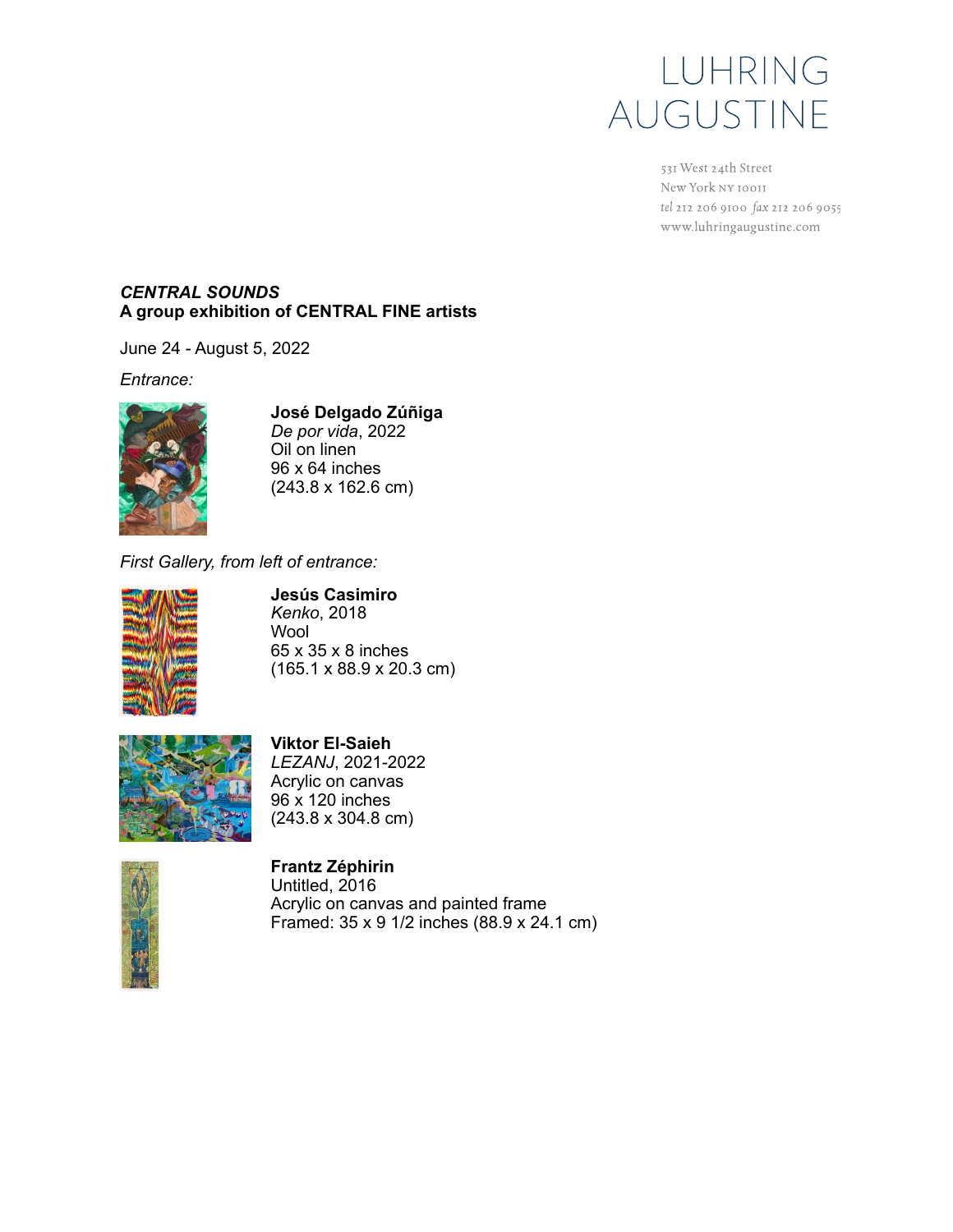LUHRING AUGUSTINE

531 West 24th Street
New York NY 10011
tel 212 206 9100 fax 212 206 9055
www.luhringaugustine.com

***CENTRAL SOUNDS***
**A group exhibition of CENTRAL FINE artists**

June 24 - August 5, 2022

*Entrance:*

**José Delgado Zúñiga**
*De por vida*, 2022
Oil on linen
96 x 64 inches
(243.8 x 162.6 cm)

*First Gallery, from left of entrance:*

**Jesús Casimiro**
*Kenko*, 2018
Wool
65 x 35 x 8 inches
(165.1 x 88.9 x 20.3 cm)

**Viktor El-Saieh**
*LEZANJ*, 2021-2022
Acrylic on canvas
96 x 120 inches
(243.8 x 304.8 cm)

**Frantz Zéphirin**
Untitled, 2016
Acrylic on canvas and painted frame
Framed: 35 x 9 1/2 inches (88.9 x 24.1 cm)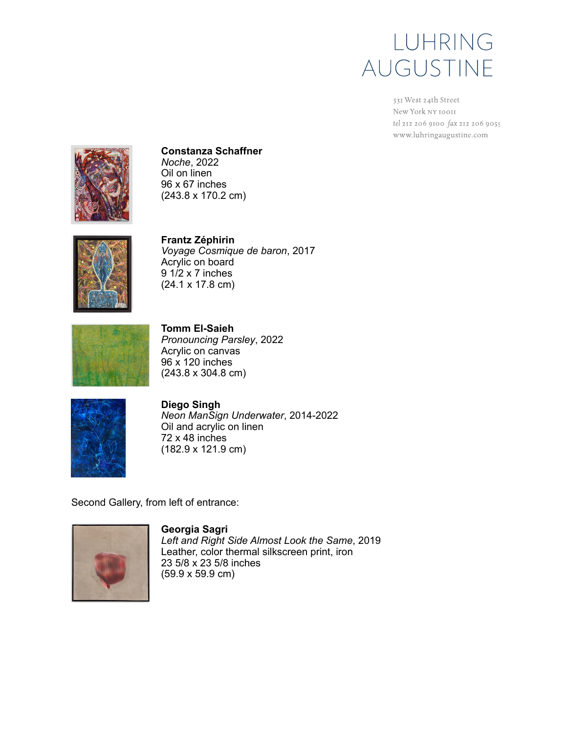**Constanza Schaffner**
*Noche*, 2022
Oil on linen
96 x 67 inches
(243.8 x 170.2 cm)

**Frantz Zéphirin**
*Voyage Cosmique de baron*, 2017
Acrylic on board
9 1/2 x 7 inches
(24.1 x 17.8 cm)

**Tomm El-Saieh**
*Pronouncing Parsley*, 2022
Acrylic on canvas
96 x 120 inches
(243.8 x 304.8 cm)

**Diego Singh**
*Neon ManSign Underwater*, 2014-2022
Oil and acrylic on linen
72 x 48 inches
(182.9 x 121.9 cm)

Second Gallery, from left of entrance:

**Georgia Sagri**
*Left and Right Side Almost Look the Same*, 2019
Leather, color thermal silkscreen print, iron
23 5/8 x 23 5/8 inches
(59.9 x 59.9 cm)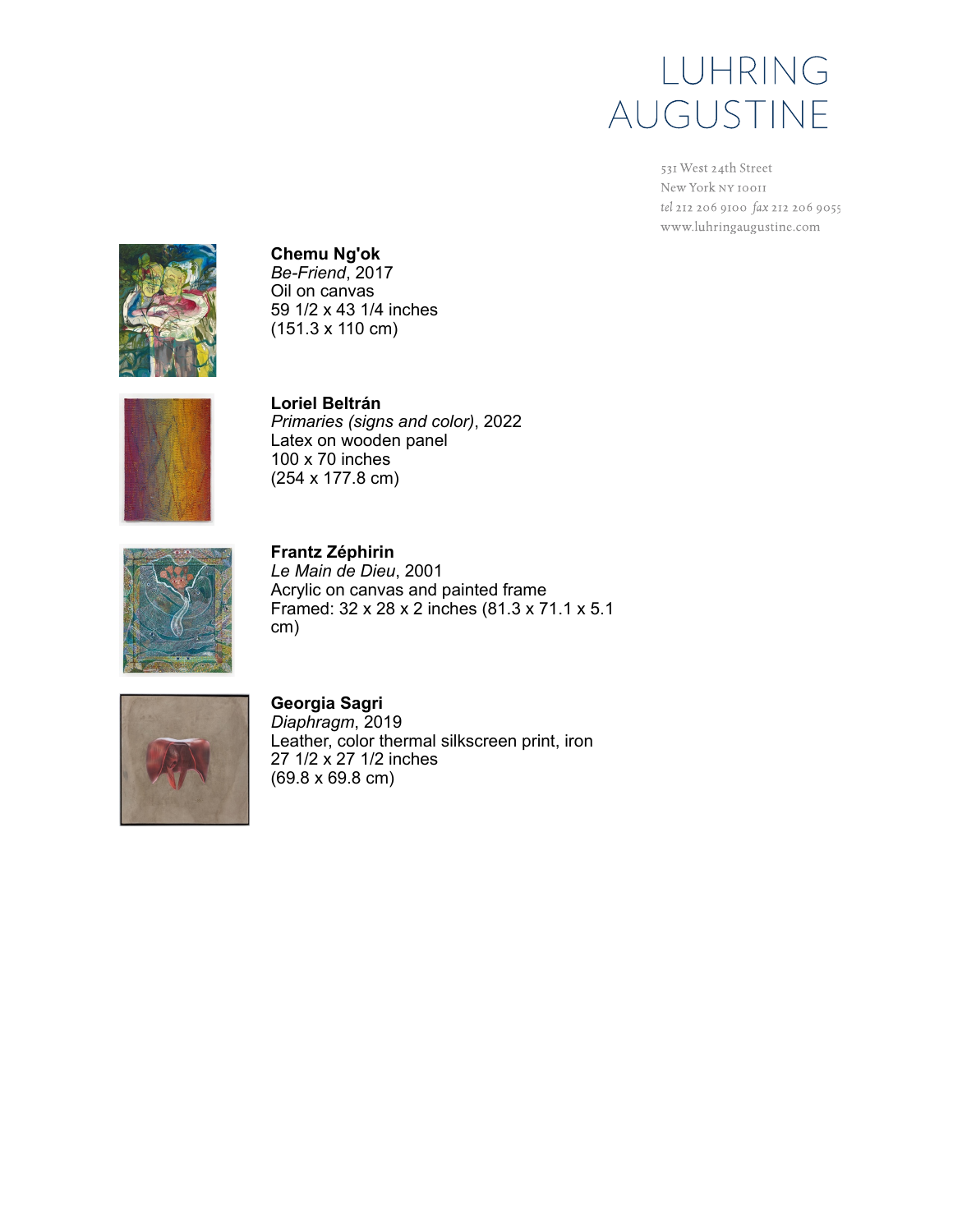LUHRING AUGUSTINE

531 West 24th Street
New York NY 10011
tel 212 206 9100 fax 212 206 9055
www.luhringaugustine.com

**Chemu Ng'ok**
*Be-Friend*, 2017
Oil on canvas
59 1/2 x 43 1/4 inches
(151.3 x 110 cm)

**Loriel Beltrán**
*Primaries (signs and color)*, 2022
Latex on wooden panel
100 x 70 inches
(254 x 177.8 cm)

**Frantz Zéphirin**
*Le Main de Dieu*, 2001
Acrylic on canvas and painted frame
Framed: 32 x 28 x 2 inches (81.3 x 71.1 x 5.1 cm)

**Georgia Sagri**
*Diaphragm*, 2019
Leather, color thermal silkscreen print, iron
27 1/2 x 27 1/2 inches
(69.8 x 69.8 cm)